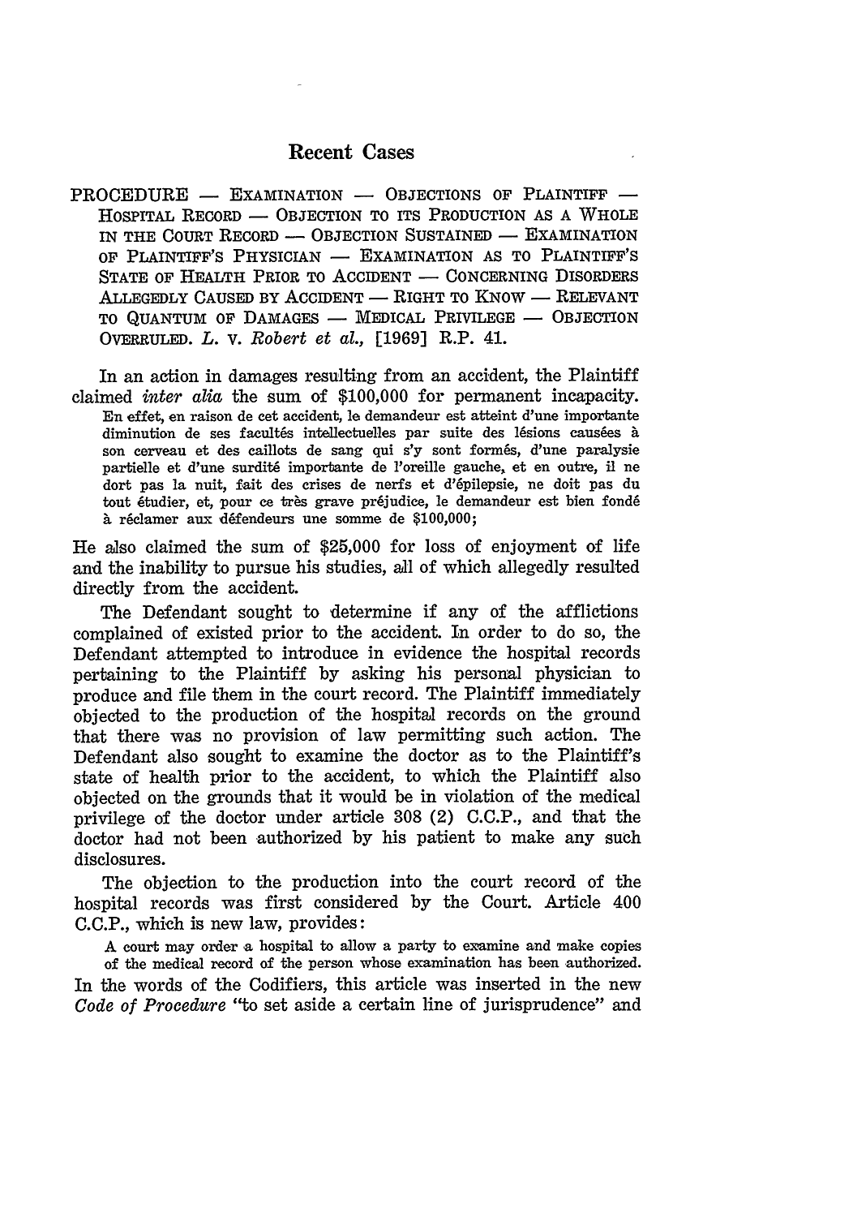## Recent Cases

PROCEDURE — EXAMINATION — OBJECTIONS OF PLAINTIFF — HOSPITAL RECORD — OBJECTION TO ITS PRODUCTION AS A WHOLE IN THE COURT RECORD — OBJECTION SUSTAINED — EXAMINATION OF PLAINTIFF'S PHYSICIAN — EXAMINATION AS TO PLAINTIFF'S STATE OF HEALTH PRIOR TO ACCIDENT — CONCERNING DISORDERS ALLEGEDLY CAUSED BY ACCIDENT — RIGHT TO KNOW — RELEVANT TO QUANTUM OF DAMAGES — MEDICAL PRIVILEGE — OBJECTION OVERRULED. *L.* v. *Robert et al.*, [1969] R.P. 41.

In an action in damages resulting from an accident, the Plaintiff claimed *inter alia* the sum of $100,000 for permanent incapacity.

> En effet, en raison de cet accident, le demandeur est atteint d'une importante diminution de ses facultés intellectuelles par suite des lésions causées à son cerveau et des caillots de sang qui s'y sont formés, d'une paralysie partielle et d'une surdité importante de l'oreille gauche, et en outre, il ne dort pas la nuit, fait des crises de nerfs et d'épilepsie, ne doit pas du tout étudier, et, pour ce très grave préjudice, le demandeur est bien fondé à réclamer aux défendeurs une somme de $100,000;

He also claimed the sum of $25,000 for loss of enjoyment of life and the inability to pursue his studies, all of which allegedly resulted directly from the accident.

The Defendant sought to determine if any of the afflictions complained of existed prior to the accident. In order to do so, the Defendant attempted to introduce in evidence the hospital records pertaining to the Plaintiff by asking his personal physician to produce and file them in the court record. The Plaintiff immediately objected to the production of the hospital records on the ground that there was no provision of law permitting such action. The Defendant also sought to examine the doctor as to the Plaintiff's state of health prior to the accident, to which the Plaintiff also objected on the grounds that it would be in violation of the medical privilege of the doctor under article 308 (2) C.C.P., and that the doctor had not been authorized by his patient to make any such disclosures.

The objection to the production into the court record of the hospital records was first considered by the Court. Article 400 C.C.P., which is new law, provides:

> A court may order a hospital to allow a party to examine and make copies of the medical record of the person whose examination has been authorized.

In the words of the Codifiers, this article was inserted in the new *Code of Procedure* "to set aside a certain line of jurisprudence" and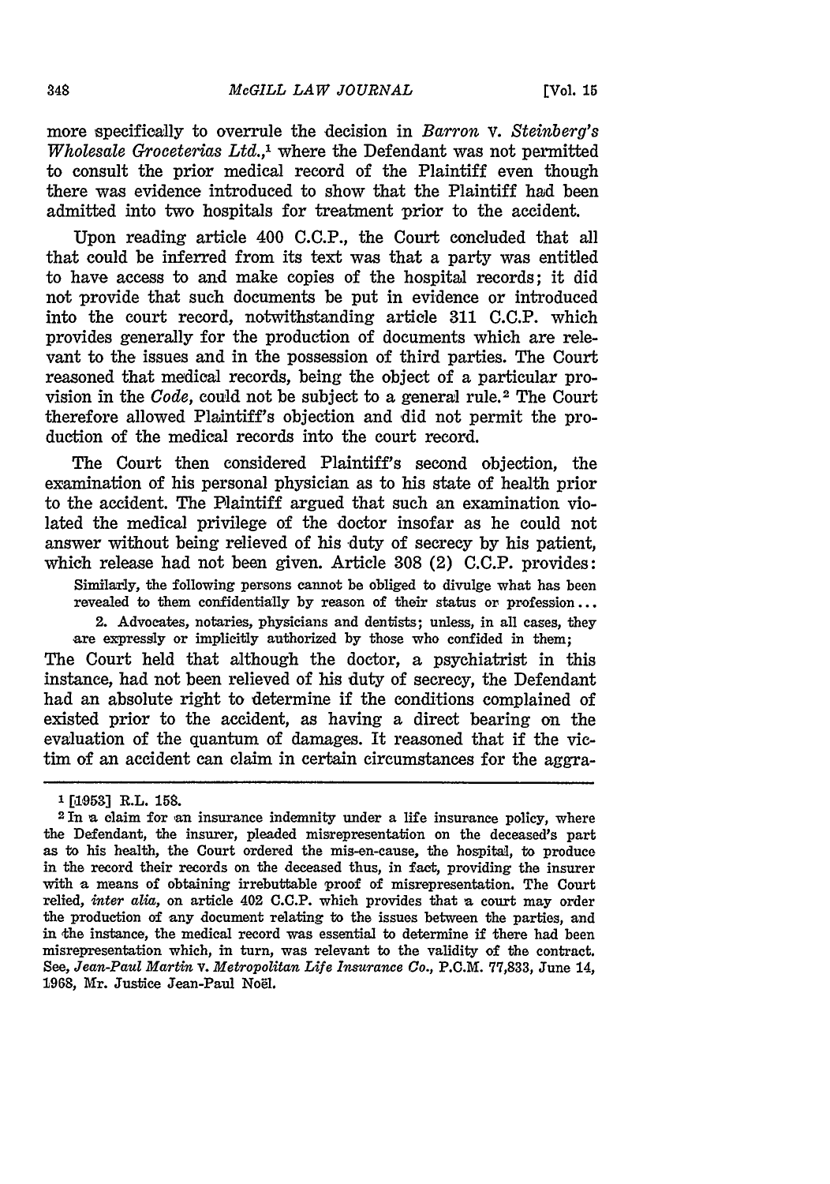more specifically to overrule the decision in *Barron* v. *Steinberg's Wholesale Groceterias Ltd.*,[1] where the Defendant was not permitted to consult the prior medical record of the Plaintiff even though there was evidence introduced to show that the Plaintiff had been admitted into two hospitals for treatment prior to the accident.

Upon reading article 400 C.C.P., the Court concluded that all that could be inferred from its text was that a party was entitled to have access to and make copies of the hospital records; it did not provide that such documents be put in evidence or introduced into the court record, notwithstanding article 311 C.C.P. which provides generally for the production of documents which are relevant to the issues and in the possession of third parties. The Court reasoned that medical records, being the object of a particular provision in the *Code*, could not be subject to a general rule.[2] The Court therefore allowed Plaintiff's objection and did not permit the production of the medical records into the court record.

The Court then considered Plaintiff's second objection, the examination of his personal physician as to his state of health prior to the accident. The Plaintiff argued that such an examination violated the medical privilege of the doctor insofar as he could not answer without being relieved of his duty of secrecy by his patient, which release had not been given. Article 308 (2) C.C.P. provides:

> Similarly, the following persons cannot be obliged to divulge what has been revealed to them confidentially by reason of their status or profession...
>
> 2. Advocates, notaries, physicians and dentists; unless, in all cases, they are expressly or implicitly authorized by those who confided in them;

The Court held that although the doctor, a psychiatrist in this instance, had not been relieved of his duty of secrecy, the Defendant had an absolute right to determine if the conditions complained of existed prior to the accident, as having a direct bearing on the evaluation of the quantum of damages. It reasoned that if the victim of an accident can claim in certain circumstances for the aggra-

---

[1] [1953] R.L. 158.

[2] In a claim for an insurance indemnity under a life insurance policy, where the Defendant, the insurer, pleaded misrepresentation on the deceased's part as to his health, the Court ordered the mis-en-cause, the hospital, to produce in the record their records on the deceased thus, in fact, providing the insurer with a means of obtaining irrebuttable proof of misrepresentation. The Court relied, *inter alia*, on article 402 C.C.P. which provides that a court may order the production of any document relating to the issues between the parties, and in the instance, the medical record was essential to determine if there had been misrepresentation which, in turn, was relevant to the validity of the contract. See, *Jean-Paul Martin* v. *Metropolitan Life Insurance Co.*, P.C.M. 77,833, June 14, 1968, Mr. Justice Jean-Paul Noël.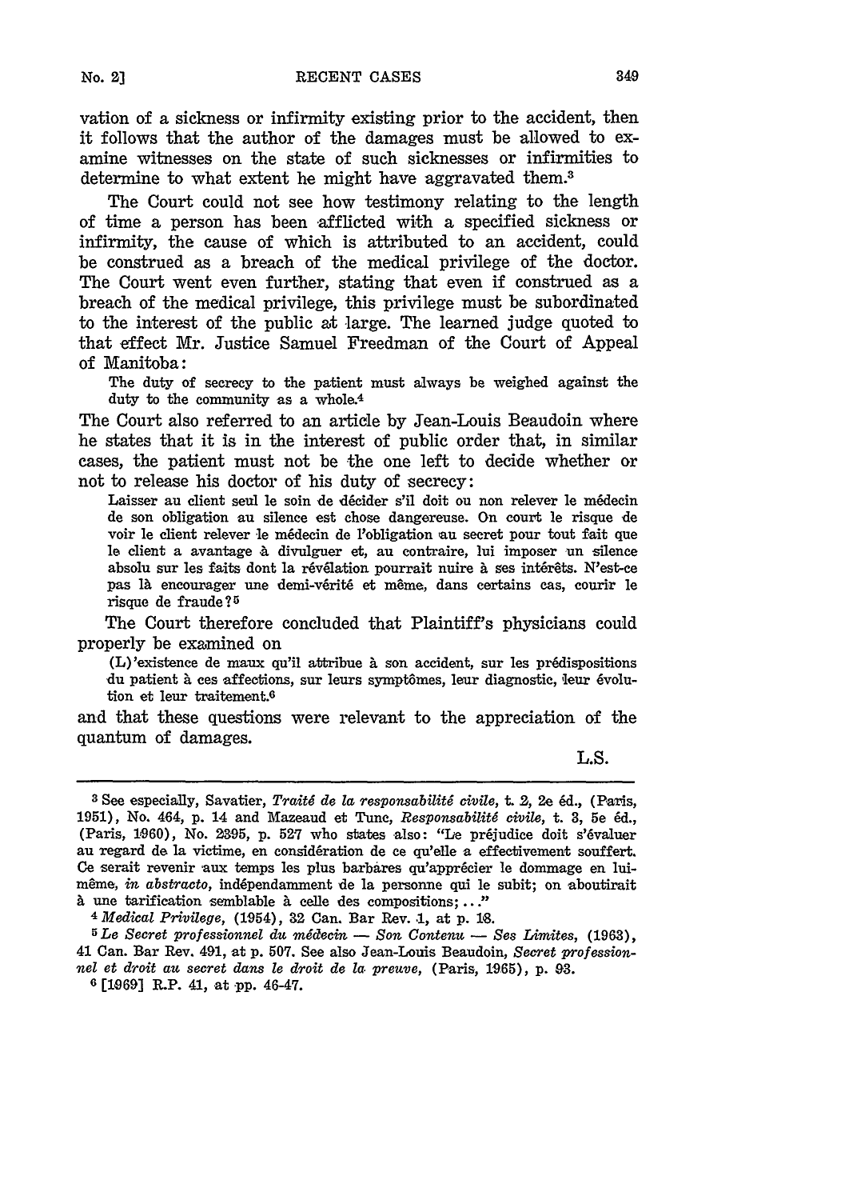vation of a sickness or infirmity existing prior to the accident, then it follows that the author of the damages must be allowed to examine witnesses on the state of such sicknesses or infirmities to determine to what extent he might have aggravated them.[3]

The Court could not see how testimony relating to the length of time a person has been afflicted with a specified sickness or infirmity, the cause of which is attributed to an accident, could be construed as a breach of the medical privilege of the doctor. The Court went even further, stating that even if construed as a breach of the medical privilege, this privilege must be subordinated to the interest of the public at large. The learned judge quoted to that effect Mr. Justice Samuel Freedman of the Court of Appeal of Manitoba:

> The duty of secrecy to the patient must always be weighed against the duty to the community as a whole.[4]

The Court also referred to an article by Jean-Louis Beaudoin where he states that it is in the interest of public order that, in similar cases, the patient must not be the one left to decide whether or not to release his doctor of his duty of secrecy:

> Laisser au client seul le soin de décider s'il doit ou non relever le médecin de son obligation au silence est chose dangereuse. On court le risque de voir le client relever le médecin de l'obligation au secret pour tout fait que le client a avantage à divulguer et, au contraire, lui imposer un silence absolu sur les faits dont la révélation pourrait nuire à ses intérêts. N'est-ce pas là encourager une demi-vérité et même, dans certains cas, courir le risque de fraude?[5]

The Court therefore concluded that Plaintiff's physicians could properly be examined on

> (L)'existence de maux qu'il attribue à son accident, sur les prédispositions du patient à ces affections, sur leurs symptômes, leur diagnostic, leur évolution et leur traitement.[6]

and that these questions were relevant to the appreciation of the quantum of damages.

L.S.

---

[3] See especially, Savatier, *Traité de la responsabilité civile*, t. 2, 2e éd., (Paris, 1951), No. 464, p. 14 and Mazeaud et Tunc, *Responsabilité civile*, t. 3, 5e éd., (Paris, 1960), No. 2395, p. 527 who states also: "Le préjudice doit s'évaluer au regard de la victime, en considération de ce qu'elle a effectivement souffert. Ce serait revenir aux temps les plus barbares qu'apprécier le dommage en lui-même, *in abstracto*, indépendamment de la personne qui le subit; on aboutirait à une tarification semblable à celle des compositions;..."

[4] *Medical Privilege*, (1954), 32 Can. Bar Rev. 1, at p. 18.

[5] *Le Secret professionnel du médecin — Son Contenu — Ses Limites*, (1963), 41 Can. Bar Rev. 491, at p. 507. See also Jean-Louis Beaudoin, *Secret professionnel et droit au secret dans le droit de la preuve*, (Paris, 1965), p. 93.

[6] [1969] R.P. 41, at pp. 46-47.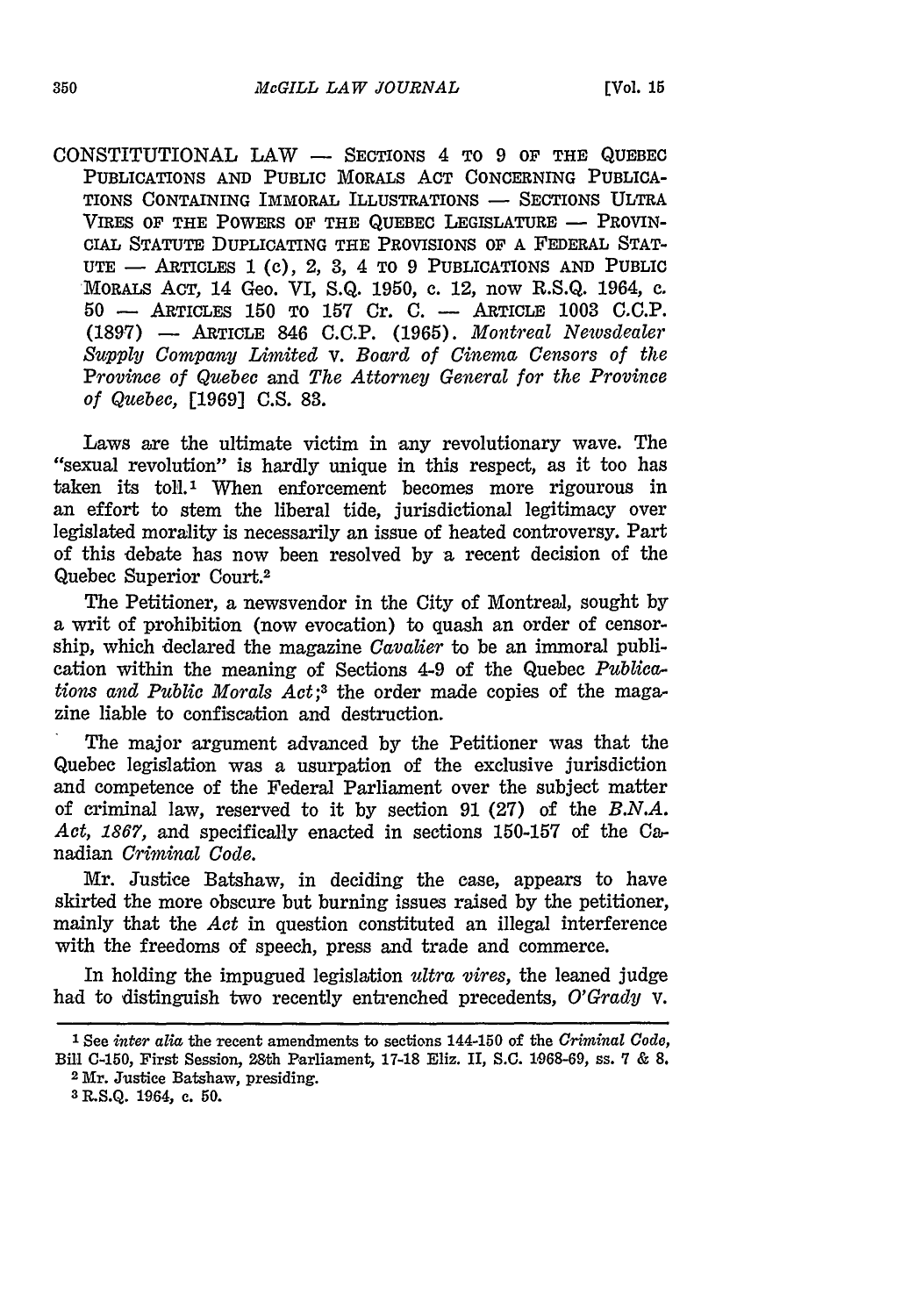CONSTITUTIONAL LAW — SECTIONS 4 TO 9 OF THE QUEBEC PUBLICATIONS AND PUBLIC MORALS ACT CONCERNING PUBLICATIONS CONTAINING IMMORAL ILLUSTRATIONS — SECTIONS ULTRA VIRES OF THE POWERS OF THE QUEBEC LEGISLATURE — PROVINCIAL STATUTE DUPLICATING THE PROVISIONS OF A FEDERAL STATUTE — ARTICLES 1 (c), 2, 3, 4 TO 9 PUBLICATIONS AND PUBLIC MORALS ACT, 14 Geo. VI, S.Q. 1950, c. 12, now R.S.Q. 1964, c. 50 — ARTICLES 150 TO 157 Cr. C. — ARTICLE 1003 C.C.P. (1897) — ARTICLE 846 C.C.P. (1965). *Montreal Newsdealer Supply Company Limited* v. *Board of Cinema Censors of the Province of Quebec* and *The Attorney General for the Province of Quebec*, [1969] C.S. 83.

Laws are the ultimate victim in any revolutionary wave. The "sexual revolution" is hardly unique in this respect, as it too has taken its toll.[1] When enforcement becomes more rigourous in an effort to stem the liberal tide, jurisdictional legitimacy over legislated morality is necessarily an issue of heated controversy. Part of this debate has now been resolved by a recent decision of the Quebec Superior Court.[2]

The Petitioner, a newsvendor in the City of Montreal, sought by a writ of prohibition (now evocation) to quash an order of censorship, which declared the magazine *Cavalier* to be an immoral publication within the meaning of Sections 4-9 of the Quebec *Publications and Public Morals Act*;[3] the order made copies of the magazine liable to confiscation and destruction.

The major argument advanced by the Petitioner was that the Quebec legislation was a usurpation of the exclusive jurisdiction and competence of the Federal Parliament over the subject matter of criminal law, reserved to it by section 91 (27) of the *B.N.A. Act, 1867*, and specifically enacted in sections 150-157 of the Canadian *Criminal Code.*

Mr. Justice Batshaw, in deciding the case, appears to have skirted the more obscure but burning issues raised by the petitioner, mainly that the *Act* in question constituted an illegal interference with the freedoms of speech, press and trade and commerce.

In holding the impugued legislation *ultra vires*, the leaned judge had to distinguish two recently entrenched precedents, *O'Grady* v.

[1] See *inter alia* the recent amendments to sections 144-150 of the *Criminal Code*, Bill C-150, First Session, 28th Parliament, 17-18 Eliz. II, S.C. 1968-69, ss. 7 & 8.

[2] Mr. Justice Batshaw, presiding.

[3] R.S.Q. 1964, c. 50.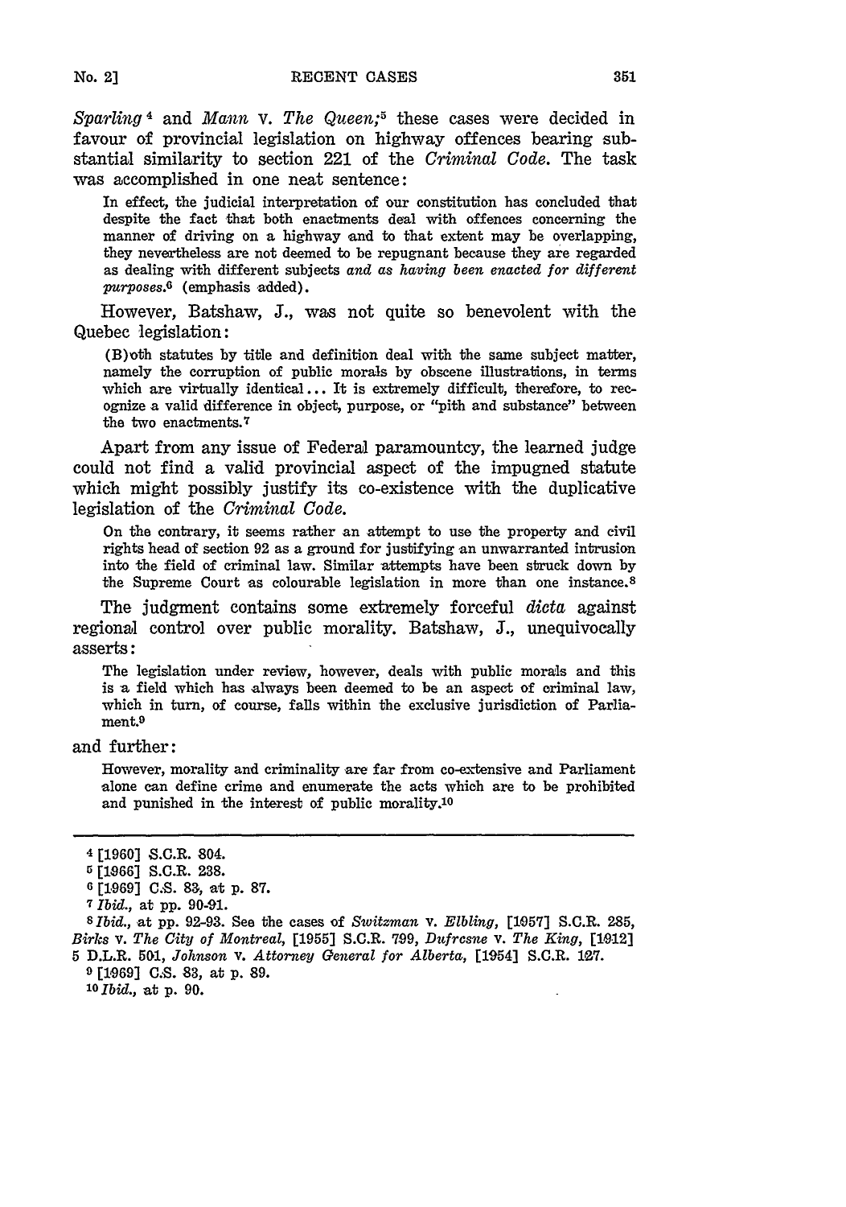*Sparling* [4] and *Mann* v. *The Queen*; [5] these cases were decided in favour of provincial legislation on highway offences bearing substantial similarity to section 221 of the *Criminal Code*. The task was accomplished in one neat sentence:

> In effect, the judicial interpretation of our constitution has concluded that despite the fact that both enactments deal with offences concerning the manner of driving on a highway and to that extent may be overlapping, they nevertheless are not deemed to be repugnant because they are regarded as dealing with different subjects *and as having been enacted for different purposes*.[6] (emphasis added).

However, Batshaw, J., was not quite so benevolent with the Quebec legislation:

> (B)oth statutes by title and definition deal with the same subject matter, namely the corruption of public morals by obscene illustrations, in terms which are virtually identical... It is extremely difficult, therefore, to recognize a valid difference in object, purpose, or "pith and substance" between the two enactments.[7]

Apart from any issue of Federal paramountcy, the learned judge could not find a valid provincial aspect of the impugned statute which might possibly justify its co-existence with the duplicative legislation of the *Criminal Code*.

> On the contrary, it seems rather an attempt to use the property and civil rights head of section 92 as a ground for justifying an unwarranted intrusion into the field of criminal law. Similar attempts have been struck down by the Supreme Court as colourable legislation in more than one instance.[8]

The judgment contains some extremely forceful *dicta* against regional control over public morality. Batshaw, J., unequivocally asserts:

> The legislation under review, however, deals with public morals and this is a field which has always been deemed to be an aspect of criminal law, which in turn, of course, falls within the exclusive jurisdiction of Parliament.[9]

and further:

> However, morality and criminality are far from co-extensive and Parliament alone can define crime and enumerate the acts which are to be prohibited and punished in the interest of public morality.[10]

---

[4] [1960] S.C.R. 804.

[5] [1966] S.C.R. 238.

[6] [1969] C.S. 83, at p. 87.

[7] *Ibid.*, at pp. 90-91.

[8] *Ibid.*, at pp. 92-93. See the cases of *Switzman* v. *Elbling*, [1957] S.C.R. 285, *Birks* v. *The City of Montreal*, [1955] S.C.R. 799, *Dufresne* v. *The King*, [1912] 5 D.L.R. 501, *Johnson* v. *Attorney General for Alberta*, [1954] S.C.R. 127.

[9] [1969] C.S. 83, at p. 89.

[10] *Ibid.*, at p. 90.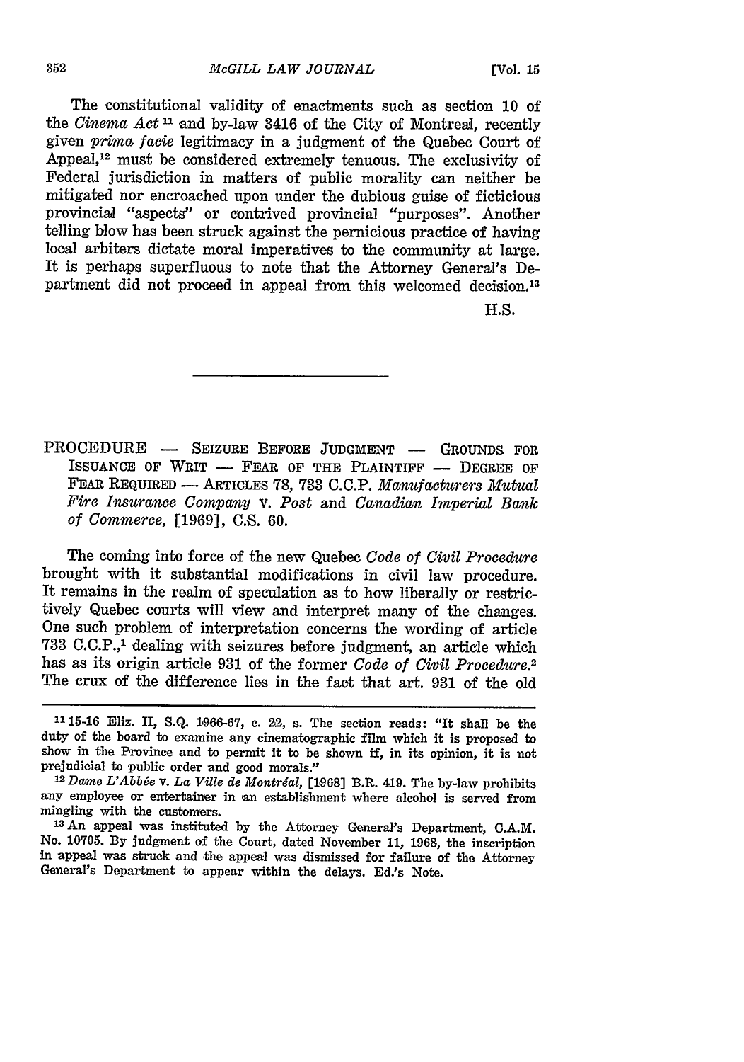The constitutional validity of enactments such as section 10 of the *Cinema Act*[11] and by-law 3416 of the City of Montreal, recently given *prima facie* legitimacy in a judgment of the Quebec Court of Appeal,[12] must be considered extremely tenuous. The exclusivity of Federal jurisdiction in matters of public morality can neither be mitigated nor encroached upon under the dubious guise of ficticious provincial "aspects" or contrived provincial "purposes". Another telling blow has been struck against the pernicious practice of having local arbiters dictate moral imperatives to the community at large. It is perhaps superfluous to note that the Attorney General's Department did not proceed in appeal from this welcomed decision.[13]

H.S.

---

PROCEDURE — SEIZURE BEFORE JUDGMENT — GROUNDS FOR ISSUANCE OF WRIT — FEAR OF THE PLAINTIFF — DEGREE OF FEAR REQUIRED — ARTICLES 78, 733 C.C.P. *Manufacturers Mutual Fire Insurance Company* v. *Post* and *Canadian Imperial Bank of Commerce*, [1969], C.S. 60.

The coming into force of the new Quebec *Code of Civil Procedure* brought with it substantial modifications in civil law procedure. It remains in the realm of speculation as to how liberally or restrictively Quebec courts will view and interpret many of the changes. One such problem of interpretation concerns the wording of article 733 C.C.P.,[1] dealing with seizures before judgment, an article which has as its origin article 931 of the former *Code of Civil Procedure*.[2] The crux of the difference lies in the fact that art. 931 of the old

---

[11] 15-16 Eliz. II, S.Q. 1966-67, c. 22, s. The section reads: "It shall be the duty of the board to examine any cinematographic film which it is proposed to show in the Province and to permit it to be shown if, in its opinion, it is not prejudicial to public order and good morals."

[12] *Dame L'Abbée* v. *La Ville de Montréal*, [1968] B.R. 419. The by-law prohibits any employee or entertainer in an establishment where alcohol is served from mingling with the customers.

[13] An appeal was instituted by the Attorney General's Department, C.A.M. No. 10705. By judgment of the Court, dated November 11, 1968, the inscription in appeal was struck and the appeal was dismissed for failure of the Attorney General's Department to appear within the delays. Ed.'s Note.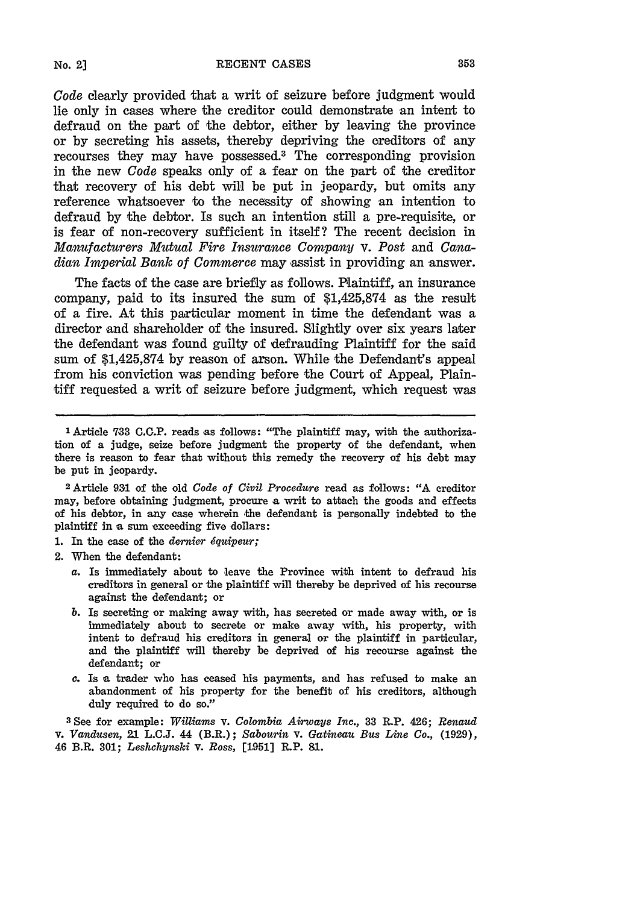*Code* clearly provided that a writ of seizure before judgment would lie only in cases where the creditor could demonstrate an intent to defraud on the part of the debtor, either by leaving the province or by secreting his assets, thereby depriving the creditors of any recourses they may have possessed.[3] The corresponding provision in the new *Code* speaks only of a fear on the part of the creditor that recovery of his debt will be put in jeopardy, but omits any reference whatsoever to the necessity of showing an intention to defraud by the debtor. Is such an intention still a pre-requisite, or is fear of non-recovery sufficient in itself? The recent decision in *Manufacturers Mutual Fire Insurance Company* v. *Post* and *Canadian Imperial Bank of Commerce* may assist in providing an answer.

The facts of the case are briefly as follows. Plaintiff, an insurance company, paid to its insured the sum of $1,425,874 as the result of a fire. At this particular moment in time the defendant was a director and shareholder of the insured. Slightly over six years later the defendant was found guilty of defrauding Plaintiff for the said sum of $1,425,874 by reason of arson. While the Defendant's appeal from his conviction was pending before the Court of Appeal, Plaintiff requested a writ of seizure before judgment, which request was

---

[1] Article 733 C.C.P. reads as follows: "The plaintiff may, with the authorization of a judge, seize before judgment the property of the defendant, when there is reason to fear that without this remedy the recovery of his debt may be put in jeopardy.

[2] Article 931 of the old *Code of Civil Procedure* read as follows: "A creditor may, before obtaining judgment, procure a writ to attach the goods and effects of his debtor, in any case wherein the defendant is personally indebted to the plaintiff in a sum exceeding five dollars:

1. In the case of the *dernier équipeur;*
2. When the defendant:
   a. Is immediately about to leave the Province with intent to defraud his creditors in general or the plaintiff will thereby be deprived of his recourse against the defendant; or
   b. Is secreting or making away with, has secreted or made away with, or is immediately about to secrete or make away with, his property, with intent to defraud his creditors in general or the plaintiff in particular, and the plaintiff will thereby be deprived of his recourse against the defendant; or
   c. Is a trader who has ceased his payments, and has refused to make an abandonment of his property for the benefit of his creditors, although duly required to do so."

[3] See for example: *Williams* v. *Colombia Airways Inc.*, 33 R.P. 426; *Renaud* v. *Vandusen*, 21 L.C.J. 44 (B.R.); *Sabourin* v. *Gatineau Bus Line Co.*, (1929), 46 B.R. 301; *Leshchynski* v. *Ross*, [1951] R.P. 81.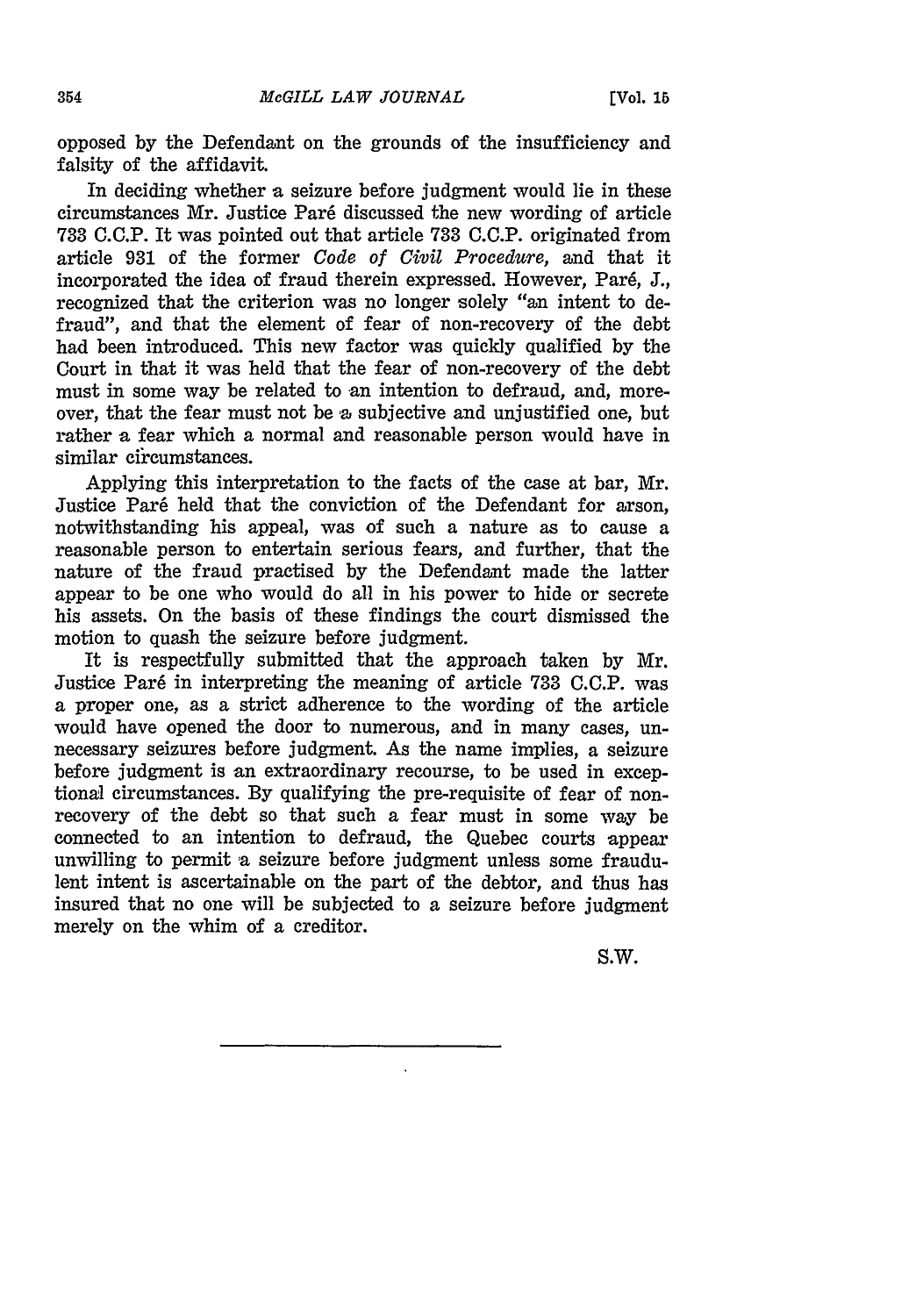opposed by the Defendant on the grounds of the insufficiency and falsity of the affidavit.

In deciding whether a seizure before judgment would lie in these circumstances Mr. Justice Paré discussed the new wording of article 733 C.C.P. It was pointed out that article 733 C.C.P. originated from article 931 of the former *Code of Civil Procedure*, and that it incorporated the idea of fraud therein expressed. However, Paré, J., recognized that the criterion was no longer solely "an intent to defraud", and that the element of fear of non-recovery of the debt had been introduced. This new factor was quickly qualified by the Court in that it was held that the fear of non-recovery of the debt must in some way be related to an intention to defraud, and, moreover, that the fear must not be a subjective and unjustified one, but rather a fear which a normal and reasonable person would have in similar circumstances.

Applying this interpretation to the facts of the case at bar, Mr. Justice Paré held that the conviction of the Defendant for arson, notwithstanding his appeal, was of such a nature as to cause a reasonable person to entertain serious fears, and further, that the nature of the fraud practised by the Defendant made the latter appear to be one who would do all in his power to hide or secrete his assets. On the basis of these findings the court dismissed the motion to quash the seizure before judgment.

It is respectfully submitted that the approach taken by Mr. Justice Paré in interpreting the meaning of article 733 C.C.P. was a proper one, as a strict adherence to the wording of the article would have opened the door to numerous, and in many cases, unnecessary seizures before judgment. As the name implies, a seizure before judgment is an extraordinary recourse, to be used in exceptional circumstances. By qualifying the pre-requisite of fear of non-recovery of the debt so that such a fear must in some way be connected to an intention to defraud, the Quebec courts appear unwilling to permit a seizure before judgment unless some fraudulent intent is ascertainable on the part of the debtor, and thus has insured that no one will be subjected to a seizure before judgment merely on the whim of a creditor.

S.W.

---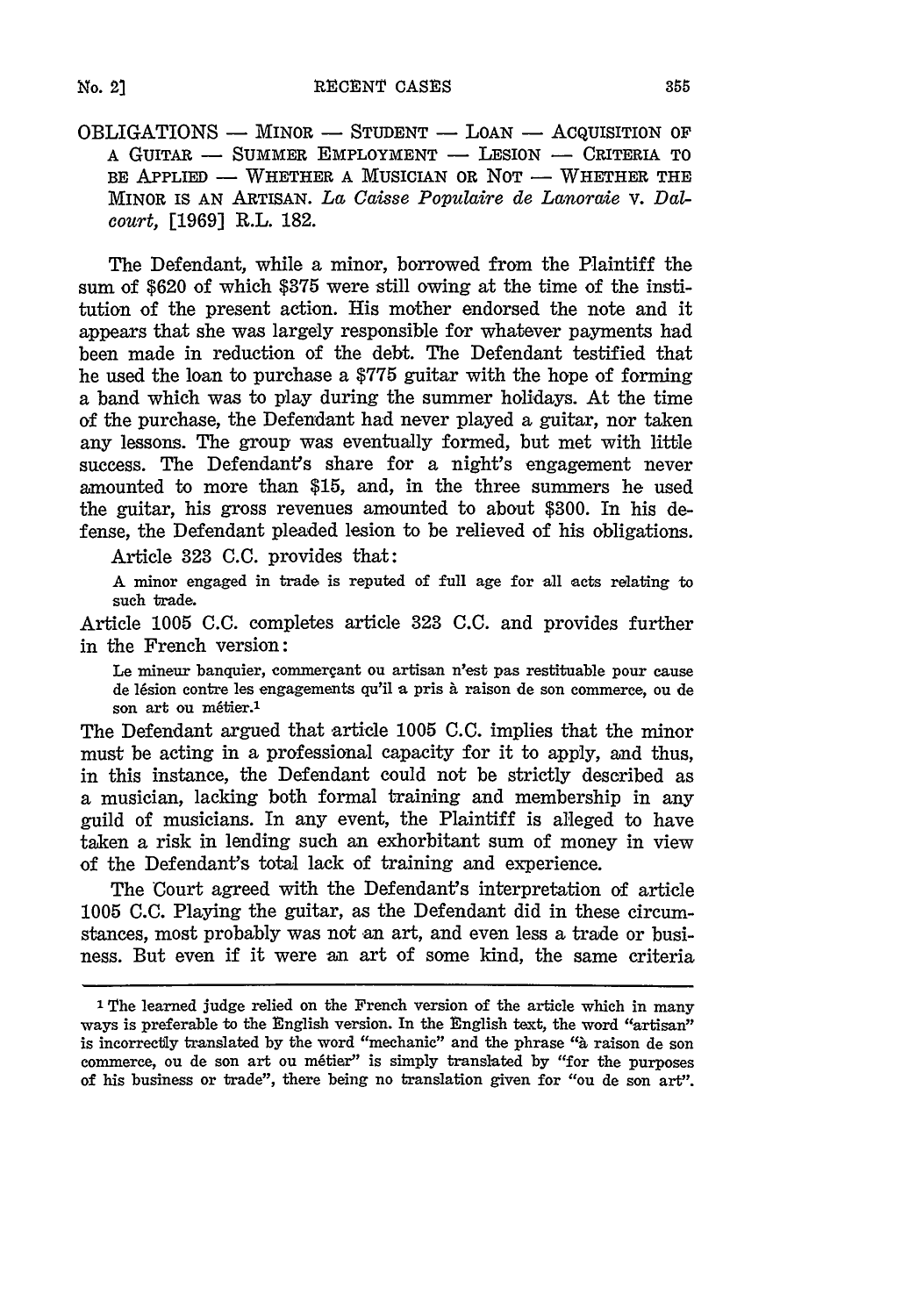OBLIGATIONS — MINOR — STUDENT — LOAN — ACQUISITION OF A GUITAR — SUMMER EMPLOYMENT — LESION — CRITERIA TO BE APPLIED — WHETHER A MUSICIAN OR NOT — WHETHER THE MINOR IS AN ARTISAN. *La Caisse Populaire de Lanoraie* v. *Dalcourt*, [1969] R.L. 182.

The Defendant, while a minor, borrowed from the Plaintiff the sum of $620 of which $375 were still owing at the time of the institution of the present action. His mother endorsed the note and it appears that she was largely responsible for whatever payments had been made in reduction of the debt. The Defendant testified that he used the loan to purchase a $775 guitar with the hope of forming a band which was to play during the summer holidays. At the time of the purchase, the Defendant had never played a guitar, nor taken any lessons. The group was eventually formed, but met with little success. The Defendant's share for a night's engagement never amounted to more than $15, and, in the three summers he used the guitar, his gross revenues amounted to about $300. In his defense, the Defendant pleaded lesion to be relieved of his obligations.

Article 323 C.C. provides that:

> A minor engaged in trade is reputed of full age for all acts relating to such trade.

Article 1005 C.C. completes article 323 C.C. and provides further in the French version:

> Le mineur banquier, commerçant ou artisan n'est pas restituable pour cause de lésion contre les engagements qu'il a pris à raison de son commerce, ou de son art ou métier.[1]

The Defendant argued that article 1005 C.C. implies that the minor must be acting in a professional capacity for it to apply, and thus, in this instance, the Defendant could not be strictly described as a musician, lacking both formal training and membership in any guild of musicians. In any event, the Plaintiff is alleged to have taken a risk in lending such an exhorbitant sum of money in view of the Defendant's total lack of training and experience.

The Court agreed with the Defendant's interpretation of article 1005 C.C. Playing the guitar, as the Defendant did in these circumstances, most probably was not an art, and even less a trade or business. But even if it were an art of some kind, the same criteria

---

[1] The learned judge relied on the French version of the article which in many ways is preferable to the English version. In the English text, the word "artisan" is incorrectly translated by the word "mechanic" and the phrase "à raison de son commerce, ou de son art ou métier" is simply translated by "for the purposes of his business or trade", there being no translation given for "ou de son art".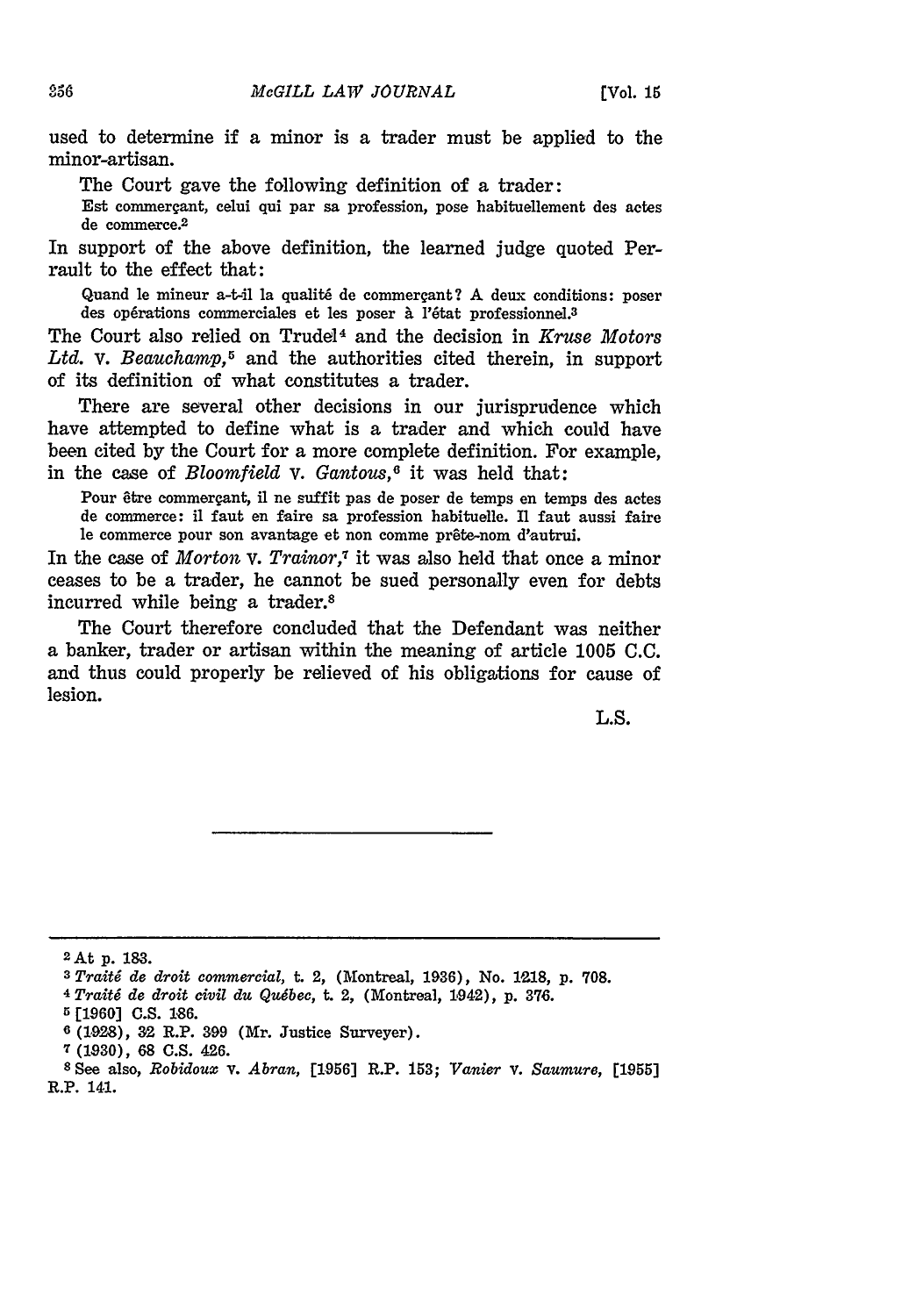used to determine if a minor is a trader must be applied to the minor-artisan.

The Court gave the following definition of a trader:

> Est commerçant, celui qui par sa profession, pose habituellement des actes de commerce.[2]

In support of the above definition, the learned judge quoted Perrault to the effect that:

> Quand le mineur a-t-il la qualité de commerçant? A deux conditions: poser des opérations commerciales et les poser à l'état professionnel.[3]

The Court also relied on Trudel[4] and the decision in *Kruse Motors Ltd.* v. *Beauchamp*,[5] and the authorities cited therein, in support of its definition of what constitutes a trader.

There are several other decisions in our jurisprudence which have attempted to define what is a trader and which could have been cited by the Court for a more complete definition. For example, in the case of *Bloomfield* v. *Gantous*,[6] it was held that:

> Pour être commerçant, il ne suffit pas de poser de temps en temps des actes de commerce: il faut en faire sa profession habituelle. Il faut aussi faire le commerce pour son avantage et non comme prête-nom d'autrui.

In the case of *Morton* v. *Trainor*,[7] it was also held that once a minor ceases to be a trader, he cannot be sued personally even for debts incurred while being a trader.[8]

The Court therefore concluded that the Defendant was neither a banker, trader or artisan within the meaning of article 1005 C.C. and thus could properly be relieved of his obligations for cause of lesion.

L.S.

---

[2] At p. 183.

[3] *Traité de droit commercial*, t. 2, (Montreal, 1936), No. 1218, p. 708.

[4] *Traité de droit civil du Québec*, t. 2, (Montreal, 1942), p. 376.

[5] [1960] C.S. 186.

[6] (1928), 32 R.P. 399 (Mr. Justice Surveyer).

[7] (1930), 68 C.S. 426.

[8] See also, *Robidoux* v. *Abran*, [1956] R.P. 153; *Vanier* v. *Saumure*, [1955] R.P. 141.